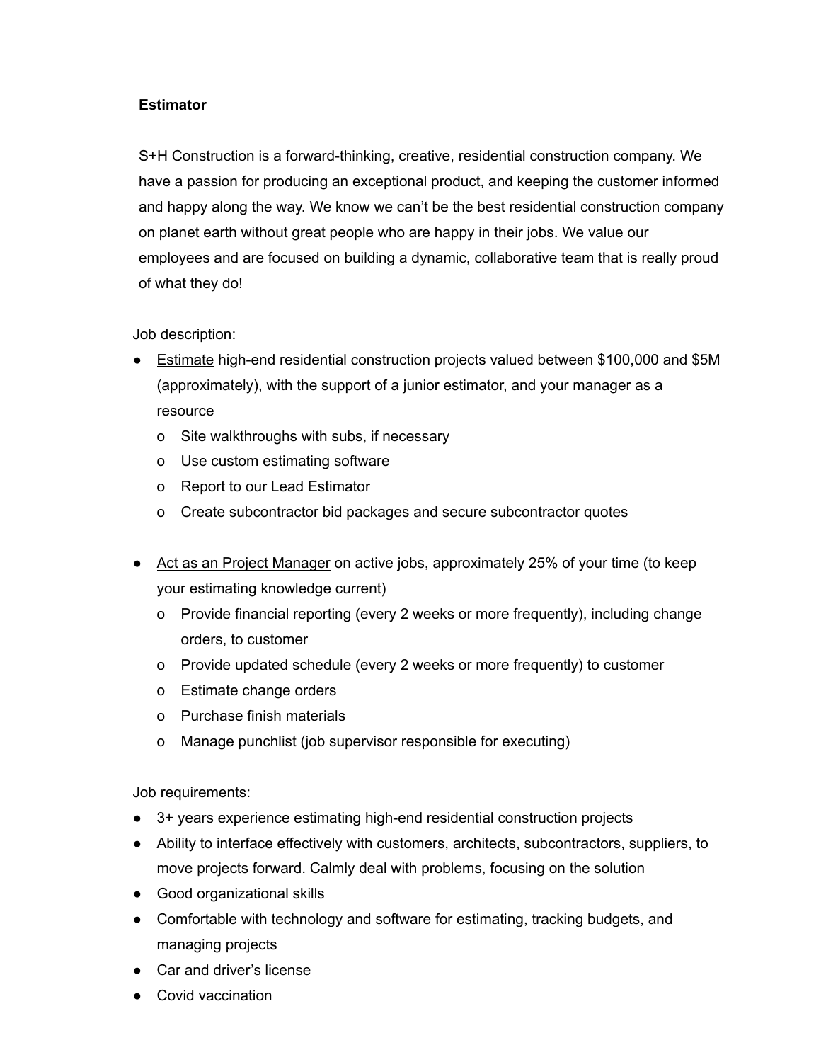**Estimator**

S+H Construction is a forward-thinking, creative, residential construction company. We have a passion for producing an exceptional product, and keeping the customer informed and happy along the way. We know we can't be the best residential construction company on planet earth without great people who are happy in their jobs. We value our employees and are focused on building a dynamic, collaborative team that is really proud of what they do!

Job description:

- <u>Estimate</u> high-end residential construction projects valued between $100,000 and $5M (approximately), with the support of a junior estimator, and your manager as a resource
  - Site walkthroughs with subs, if necessary
  - Use custom estimating software
  - Report to our Lead Estimator
  - Create subcontractor bid packages and secure subcontractor quotes

- <u>Act as an Project Manager</u> on active jobs, approximately 25% of your time (to keep your estimating knowledge current)
  - Provide financial reporting (every 2 weeks or more frequently), including change orders, to customer
  - Provide updated schedule (every 2 weeks or more frequently) to customer
  - Estimate change orders
  - Purchase finish materials
  - Manage punchlist (job supervisor responsible for executing)

Job requirements:

- 3+ years experience estimating high-end residential construction projects
- Ability to interface effectively with customers, architects, subcontractors, suppliers, to move projects forward. Calmly deal with problems, focusing on the solution
- Good organizational skills
- Comfortable with technology and software for estimating, tracking budgets, and managing projects
- Car and driver's license
- Covid vaccination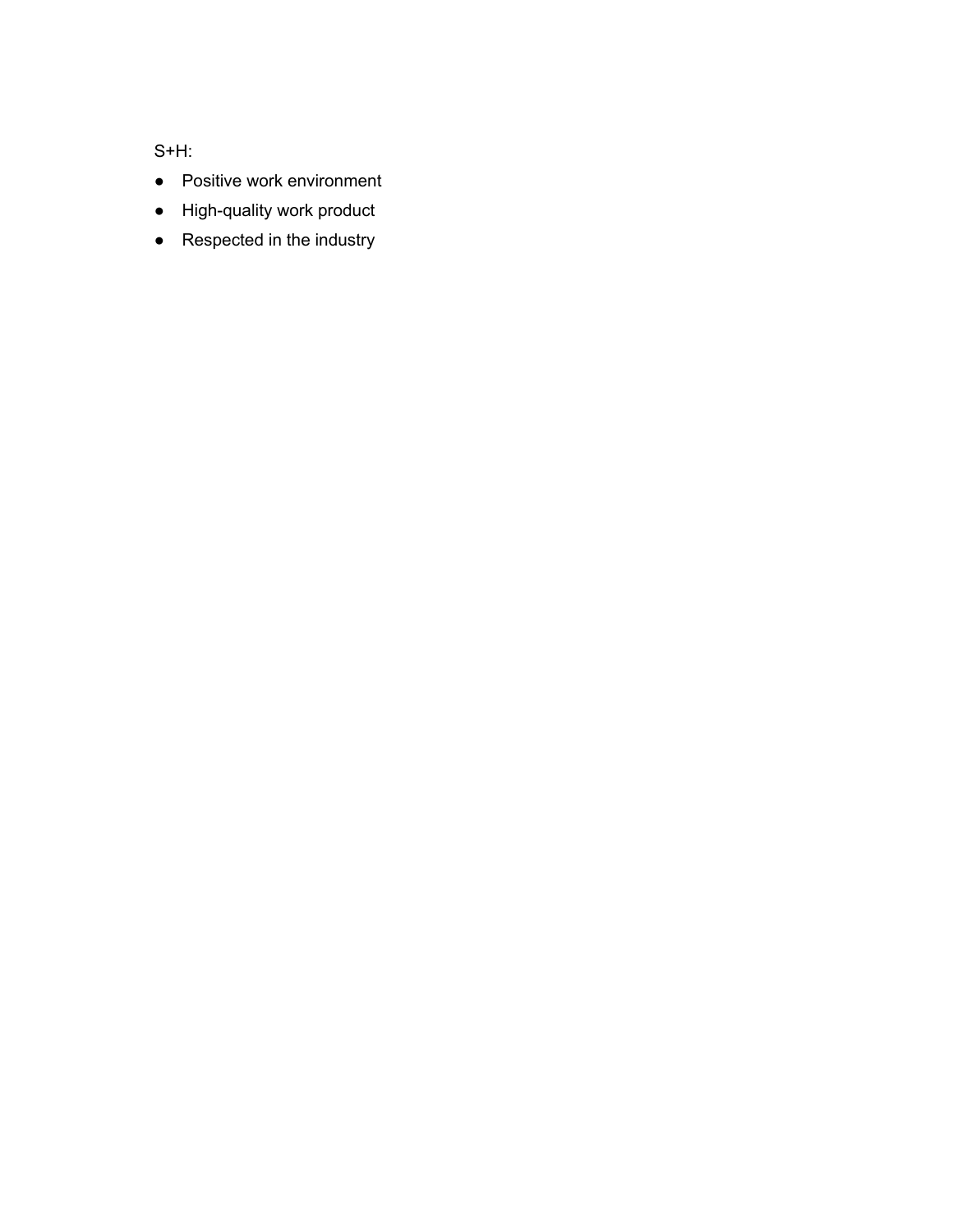S+H:

- Positive work environment
- High-quality work product
- Respected in the industry